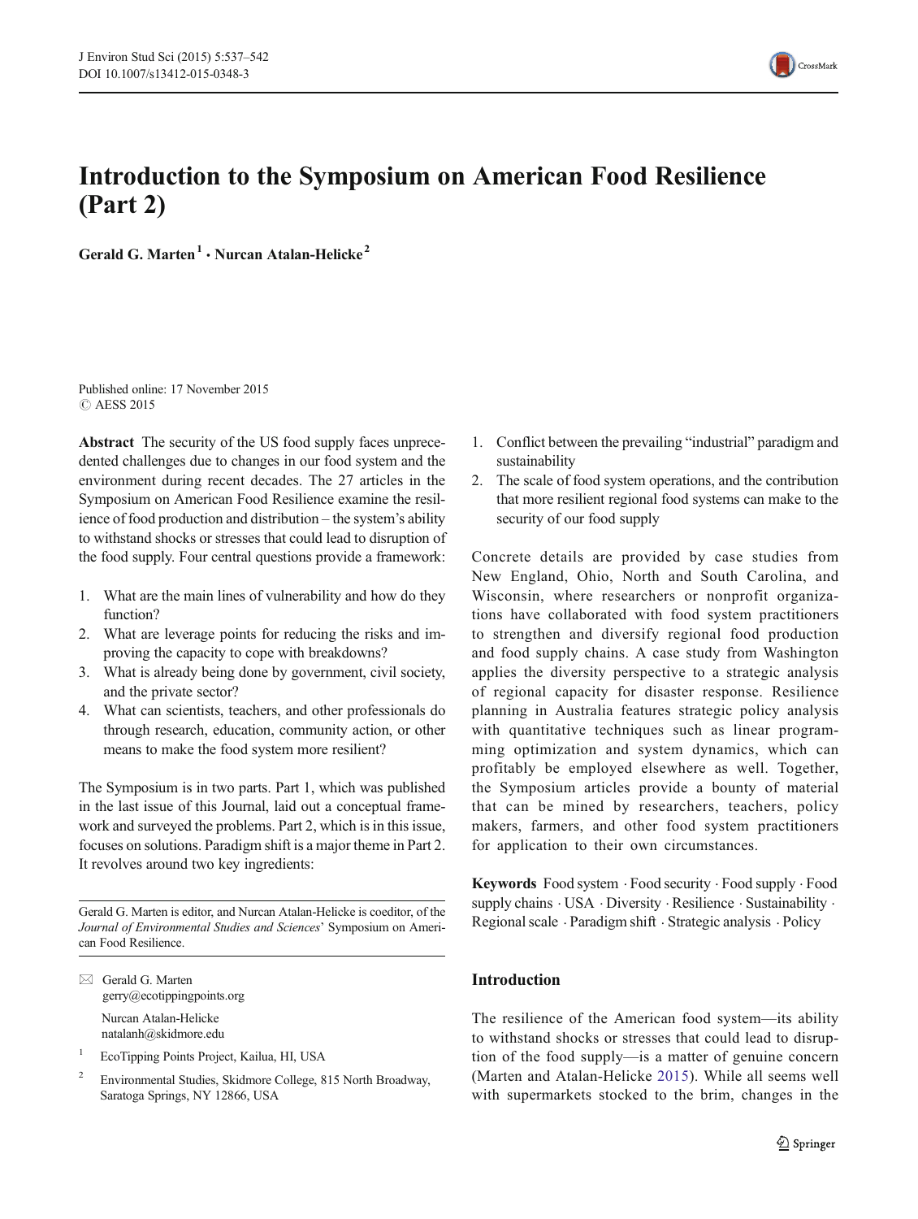# Introduction to the Symposium on American Food Resilience (Part 2)

**Gerald G. Marten[1] · Nurcan Atalan-Helicke[2]**

Published online: 17 November 2015
© AESS 2015

**Abstract** The security of the US food supply faces unprecedented challenges due to changes in our food system and the environment during recent decades. The 27 articles in the Symposium on American Food Resilience examine the resilience of food production and distribution – the system's ability to withstand shocks or stresses that could lead to disruption of the food supply. Four central questions provide a framework:

1. What are the main lines of vulnerability and how do they function?
2. What are leverage points for reducing the risks and improving the capacity to cope with breakdowns?
3. What is already being done by government, civil society, and the private sector?
4. What can scientists, teachers, and other professionals do through research, education, community action, or other means to make the food system more resilient?

The Symposium is in two parts. Part 1, which was published in the last issue of this Journal, laid out a conceptual framework and surveyed the problems. Part 2, which is in this issue, focuses on solutions. Paradigm shift is a major theme in Part 2. It revolves around two key ingredients:

1. Conflict between the prevailing "industrial" paradigm and sustainability
2. The scale of food system operations, and the contribution that more resilient regional food systems can make to the security of our food supply

Concrete details are provided by case studies from New England, Ohio, North and South Carolina, and Wisconsin, where researchers or nonprofit organizations have collaborated with food system practitioners to strengthen and diversify regional food production and food supply chains. A case study from Washington applies the diversity perspective to a strategic analysis of regional capacity for disaster response. Resilience planning in Australia features strategic policy analysis with quantitative techniques such as linear programming optimization and system dynamics, which can profitably be employed elsewhere as well. Together, the Symposium articles provide a bounty of material that can be mined by researchers, teachers, policy makers, farmers, and other food system practitioners for application to their own circumstances.

**Keywords** Food system · Food security · Food supply · Food supply chains · USA · Diversity · Resilience · Sustainability · Regional scale · Paradigm shift · Strategic analysis · Policy

Gerald G. Marten is editor, and Nurcan Atalan-Helicke is coeditor, of the *Journal of Environmental Studies and Sciences*' Symposium on American Food Resilience.

✉ Gerald G. Marten
gerry@ecotippingpoints.org

Nurcan Atalan-Helicke
natalanh@skidmore.edu

[1] EcoTipping Points Project, Kailua, HI, USA

[2] Environmental Studies, Skidmore College, 815 North Broadway, Saratoga Springs, NY 12866, USA

## Introduction

The resilience of the American food system—its ability to withstand shocks or stresses that could lead to disruption of the food supply—is a matter of genuine concern (Marten and Atalan-Helicke 2015). While all seems well with supermarkets stocked to the brim, changes in the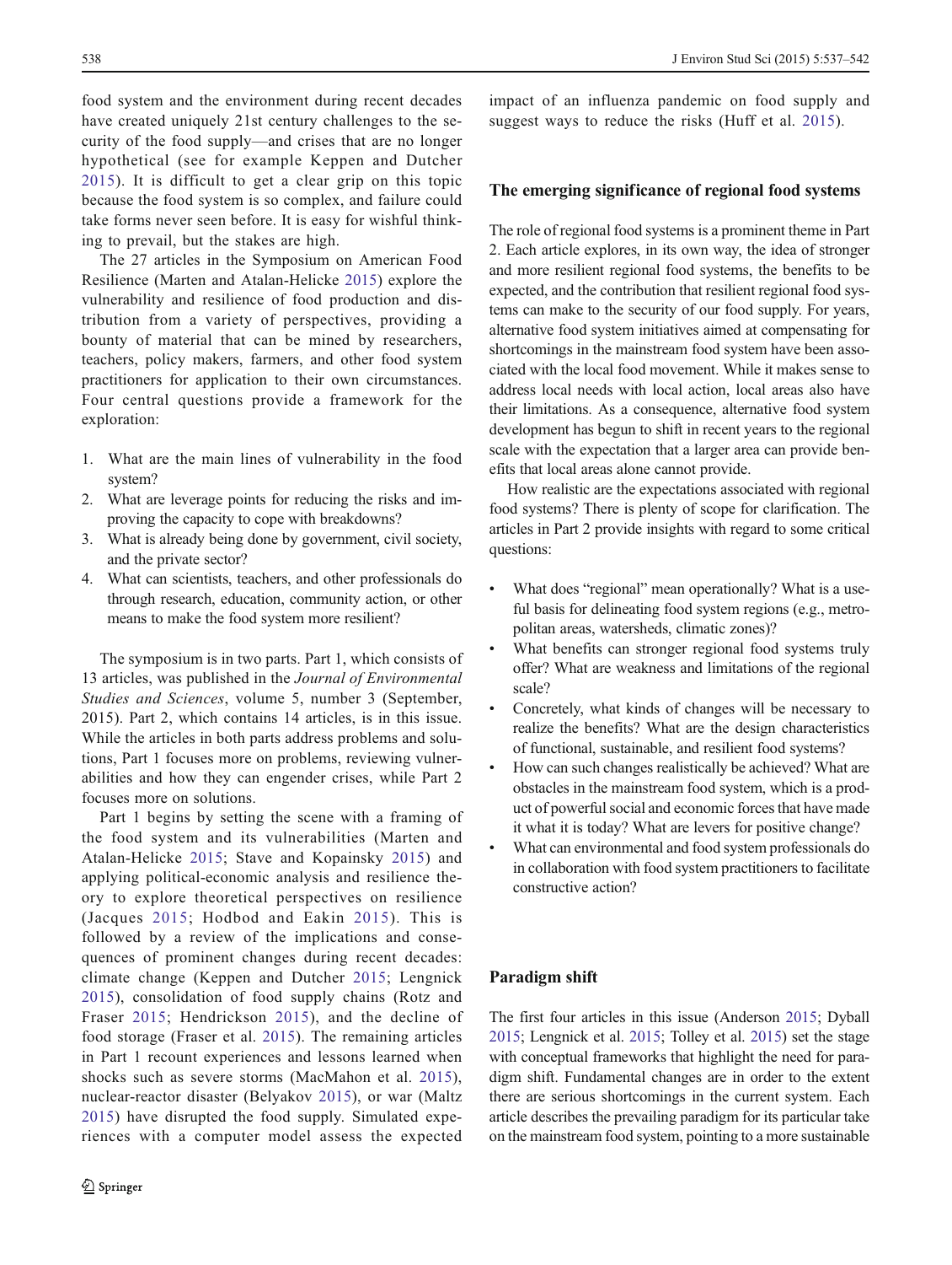food system and the environment during recent decades have created uniquely 21st century challenges to the security of the food supply—and crises that are no longer hypothetical (see for example Keppen and Dutcher 2015). It is difficult to get a clear grip on this topic because the food system is so complex, and failure could take forms never seen before. It is easy for wishful thinking to prevail, but the stakes are high.

The 27 articles in the Symposium on American Food Resilience (Marten and Atalan-Helicke 2015) explore the vulnerability and resilience of food production and distribution from a variety of perspectives, providing a bounty of material that can be mined by researchers, teachers, policy makers, farmers, and other food system practitioners for application to their own circumstances. Four central questions provide a framework for the exploration:

1. What are the main lines of vulnerability in the food system?
2. What are leverage points for reducing the risks and improving the capacity to cope with breakdowns?
3. What is already being done by government, civil society, and the private sector?
4. What can scientists, teachers, and other professionals do through research, education, community action, or other means to make the food system more resilient?

The symposium is in two parts. Part 1, which consists of 13 articles, was published in the *Journal of Environmental Studies and Sciences*, volume 5, number 3 (September, 2015). Part 2, which contains 14 articles, is in this issue. While the articles in both parts address problems and solutions, Part 1 focuses more on problems, reviewing vulnerabilities and how they can engender crises, while Part 2 focuses more on solutions.

Part 1 begins by setting the scene with a framing of the food system and its vulnerabilities (Marten and Atalan-Helicke 2015; Stave and Kopainsky 2015) and applying political-economic analysis and resilience theory to explore theoretical perspectives on resilience (Jacques 2015; Hodbod and Eakin 2015). This is followed by a review of the implications and consequences of prominent changes during recent decades: climate change (Keppen and Dutcher 2015; Lengnick 2015), consolidation of food supply chains (Rotz and Fraser 2015; Hendrickson 2015), and the decline of food storage (Fraser et al. 2015). The remaining articles in Part 1 recount experiences and lessons learned when shocks such as severe storms (MacMahon et al. 2015), nuclear-reactor disaster (Belyakov 2015), or war (Maltz 2015) have disrupted the food supply. Simulated experiences with a computer model assess the expected impact of an influenza pandemic on food supply and suggest ways to reduce the risks (Huff et al. 2015).

## The emerging significance of regional food systems

The role of regional food systems is a prominent theme in Part 2. Each article explores, in its own way, the idea of stronger and more resilient regional food systems, the benefits to be expected, and the contribution that resilient regional food systems can make to the security of our food supply. For years, alternative food system initiatives aimed at compensating for shortcomings in the mainstream food system have been associated with the local food movement. While it makes sense to address local needs with local action, local areas also have their limitations. As a consequence, alternative food system development has begun to shift in recent years to the regional scale with the expectation that a larger area can provide benefits that local areas alone cannot provide.

How realistic are the expectations associated with regional food systems? There is plenty of scope for clarification. The articles in Part 2 provide insights with regard to some critical questions:

- What does "regional" mean operationally? What is a useful basis for delineating food system regions (e.g., metropolitan areas, watersheds, climatic zones)?
- What benefits can stronger regional food systems truly offer? What are weakness and limitations of the regional scale?
- Concretely, what kinds of changes will be necessary to realize the benefits? What are the design characteristics of functional, sustainable, and resilient food systems?
- How can such changes realistically be achieved? What are obstacles in the mainstream food system, which is a product of powerful social and economic forces that have made it what it is today? What are levers for positive change?
- What can environmental and food system professionals do in collaboration with food system practitioners to facilitate constructive action?

## Paradigm shift

The first four articles in this issue (Anderson 2015; Dyball 2015; Lengnick et al. 2015; Tolley et al. 2015) set the stage with conceptual frameworks that highlight the need for paradigm shift. Fundamental changes are in order to the extent there are serious shortcomings in the current system. Each article describes the prevailing paradigm for its particular take on the mainstream food system, pointing to a more sustainable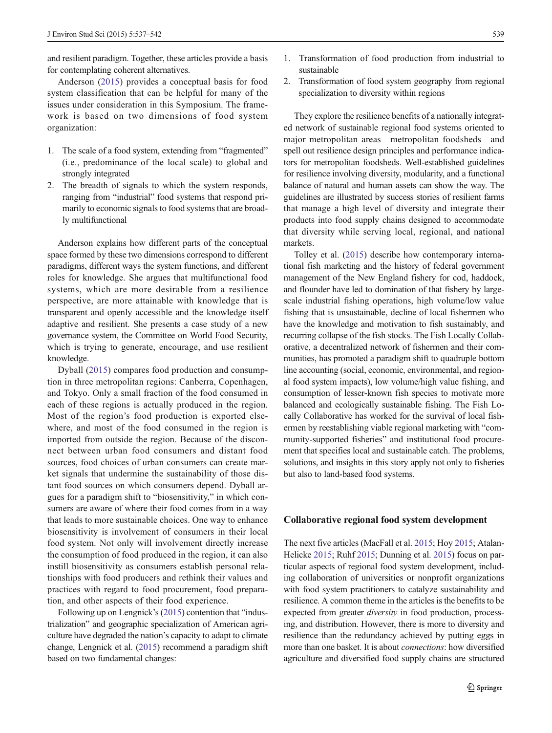and resilient paradigm. Together, these articles provide a basis for contemplating coherent alternatives.

Anderson (2015) provides a conceptual basis for food system classification that can be helpful for many of the issues under consideration in this Symposium. The framework is based on two dimensions of food system organization:

1. The scale of a food system, extending from "fragmented" (i.e., predominance of the local scale) to global and strongly integrated
2. The breadth of signals to which the system responds, ranging from "industrial" food systems that respond primarily to economic signals to food systems that are broadly multifunctional

Anderson explains how different parts of the conceptual space formed by these two dimensions correspond to different paradigms, different ways the system functions, and different roles for knowledge. She argues that multifunctional food systems, which are more desirable from a resilience perspective, are more attainable with knowledge that is transparent and openly accessible and the knowledge itself adaptive and resilient. She presents a case study of a new governance system, the Committee on World Food Security, which is trying to generate, encourage, and use resilient knowledge.

Dyball (2015) compares food production and consumption in three metropolitan regions: Canberra, Copenhagen, and Tokyo. Only a small fraction of the food consumed in each of these regions is actually produced in the region. Most of the region's food production is exported elsewhere, and most of the food consumed in the region is imported from outside the region. Because of the disconnect between urban food consumers and distant food sources, food choices of urban consumers can create market signals that undermine the sustainability of those distant food sources on which consumers depend. Dyball argues for a paradigm shift to "biosensitivity," in which consumers are aware of where their food comes from in a way that leads to more sustainable choices. One way to enhance biosensitivity is involvement of consumers in their local food system. Not only will involvement directly increase the consumption of food produced in the region, it can also instill biosensitivity as consumers establish personal relationships with food producers and rethink their values and practices with regard to food procurement, food preparation, and other aspects of their food experience.

Following up on Lengnick's (2015) contention that "industrialization" and geographic specialization of American agriculture have degraded the nation's capacity to adapt to climate change, Lengnick et al. (2015) recommend a paradigm shift based on two fundamental changes:

1. Transformation of food production from industrial to sustainable
2. Transformation of food system geography from regional specialization to diversity within regions

They explore the resilience benefits of a nationally integrated network of sustainable regional food systems oriented to major metropolitan areas—metropolitan foodsheds—and spell out resilience design principles and performance indicators for metropolitan foodsheds. Well-established guidelines for resilience involving diversity, modularity, and a functional balance of natural and human assets can show the way. The guidelines are illustrated by success stories of resilient farms that manage a high level of diversity and integrate their products into food supply chains designed to accommodate that diversity while serving local, regional, and national markets.

Tolley et al. (2015) describe how contemporary international fish marketing and the history of federal government management of the New England fishery for cod, haddock, and flounder have led to domination of that fishery by large-scale industrial fishing operations, high volume/low value fishing that is unsustainable, decline of local fishermen who have the knowledge and motivation to fish sustainably, and recurring collapse of the fish stocks. The Fish Locally Collaborative, a decentralized network of fishermen and their communities, has promoted a paradigm shift to quadruple bottom line accounting (social, economic, environmental, and regional food system impacts), low volume/high value fishing, and consumption of lesser-known fish species to motivate more balanced and ecologically sustainable fishing. The Fish Locally Collaborative has worked for the survival of local fishermen by reestablishing viable regional marketing with "community-supported fisheries" and institutional food procurement that specifies local and sustainable catch. The problems, solutions, and insights in this story apply not only to fisheries but also to land-based food systems.

## Collaborative regional food system development

The next five articles (MacFall et al. 2015; Hoy 2015; Atalan-Helicke 2015; Ruhf 2015; Dunning et al. 2015) focus on particular aspects of regional food system development, including collaboration of universities or nonprofit organizations with food system practitioners to catalyze sustainability and resilience. A common theme in the articles is the benefits to be expected from greater *diversity* in food production, processing, and distribution. However, there is more to diversity and resilience than the redundancy achieved by putting eggs in more than one basket. It is about *connections*: how diversified agriculture and diversified food supply chains are structured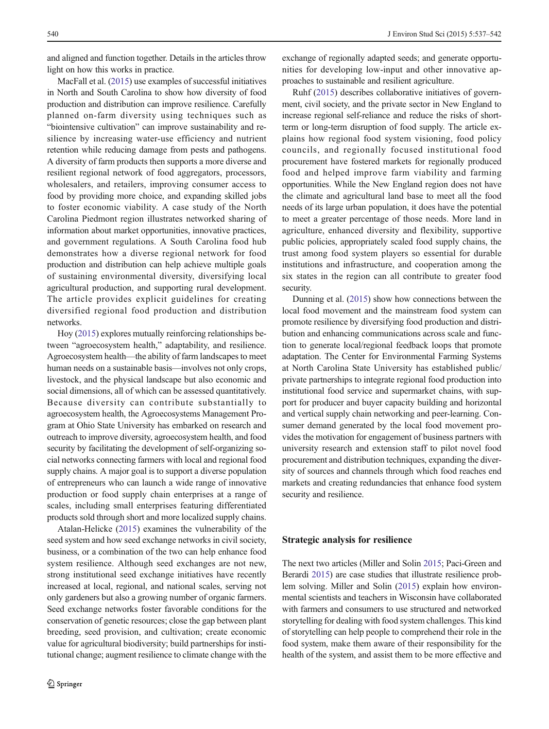and aligned and function together. Details in the articles throw light on how this works in practice.

MacFall et al. (2015) use examples of successful initiatives in North and South Carolina to show how diversity of food production and distribution can improve resilience. Carefully planned on-farm diversity using techniques such as "biointensive cultivation" can improve sustainability and resilience by increasing water-use efficiency and nutrient retention while reducing damage from pests and pathogens. A diversity of farm products then supports a more diverse and resilient regional network of food aggregators, processors, wholesalers, and retailers, improving consumer access to food by providing more choice, and expanding skilled jobs to foster economic viability. A case study of the North Carolina Piedmont region illustrates networked sharing of information about market opportunities, innovative practices, and government regulations. A South Carolina food hub demonstrates how a diverse regional network for food production and distribution can help achieve multiple goals of sustaining environmental diversity, diversifying local agricultural production, and supporting rural development. The article provides explicit guidelines for creating diversified regional food production and distribution networks.

Hoy (2015) explores mutually reinforcing relationships between "agroecosystem health," adaptability, and resilience. Agroecosystem health—the ability of farm landscapes to meet human needs on a sustainable basis—involves not only crops, livestock, and the physical landscape but also economic and social dimensions, all of which can be assessed quantitatively. Because diversity can contribute substantially to agroecosystem health, the Agroecosystems Management Program at Ohio State University has embarked on research and outreach to improve diversity, agroecosystem health, and food security by facilitating the development of self-organizing social networks connecting farmers with local and regional food supply chains. A major goal is to support a diverse population of entrepreneurs who can launch a wide range of innovative production or food supply chain enterprises at a range of scales, including small enterprises featuring differentiated products sold through short and more localized supply chains.

Atalan-Helicke (2015) examines the vulnerability of the seed system and how seed exchange networks in civil society, business, or a combination of the two can help enhance food system resilience. Although seed exchanges are not new, strong institutional seed exchange initiatives have recently increased at local, regional, and national scales, serving not only gardeners but also a growing number of organic farmers. Seed exchange networks foster favorable conditions for the conservation of genetic resources; close the gap between plant breeding, seed provision, and cultivation; create economic value for agricultural biodiversity; build partnerships for institutional change; augment resilience to climate change with the exchange of regionally adapted seeds; and generate opportunities for developing low-input and other innovative approaches to sustainable and resilient agriculture.

Ruhf (2015) describes collaborative initiatives of government, civil society, and the private sector in New England to increase regional self-reliance and reduce the risks of short-term or long-term disruption of food supply. The article explains how regional food system visioning, food policy councils, and regionally focused institutional food procurement have fostered markets for regionally produced food and helped improve farm viability and farming opportunities. While the New England region does not have the climate and agricultural land base to meet all the food needs of its large urban population, it does have the potential to meet a greater percentage of those needs. More land in agriculture, enhanced diversity and flexibility, supportive public policies, appropriately scaled food supply chains, the trust among food system players so essential for durable institutions and infrastructure, and cooperation among the six states in the region can all contribute to greater food security.

Dunning et al. (2015) show how connections between the local food movement and the mainstream food system can promote resilience by diversifying food production and distribution and enhancing communications across scale and function to generate local/regional feedback loops that promote adaptation. The Center for Environmental Farming Systems at North Carolina State University has established public/private partnerships to integrate regional food production into institutional food service and supermarket chains, with support for producer and buyer capacity building and horizontal and vertical supply chain networking and peer-learning. Consumer demand generated by the local food movement provides the motivation for engagement of business partners with university research and extension staff to pilot novel food procurement and distribution techniques, expanding the diversity of sources and channels through which food reaches end markets and creating redundancies that enhance food system security and resilience.

## Strategic analysis for resilience

The next two articles (Miller and Solin 2015; Paci-Green and Berardi 2015) are case studies that illustrate resilience problem solving. Miller and Solin (2015) explain how environmental scientists and teachers in Wisconsin have collaborated with farmers and consumers to use structured and networked storytelling for dealing with food system challenges. This kind of storytelling can help people to comprehend their role in the food system, make them aware of their responsibility for the health of the system, and assist them to be more effective and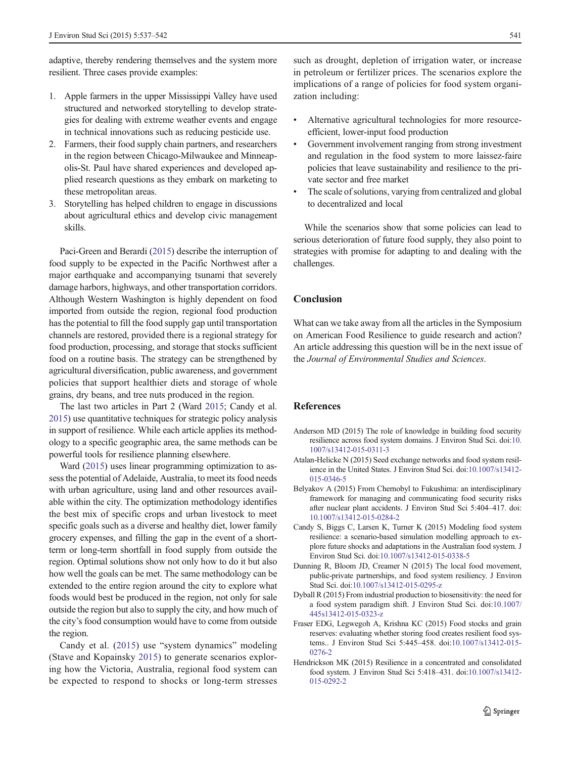adaptive, thereby rendering themselves and the system more resilient. Three cases provide examples:

1. Apple farmers in the upper Mississippi Valley have used structured and networked storytelling to develop strategies for dealing with extreme weather events and engage in technical innovations such as reducing pesticide use.
2. Farmers, their food supply chain partners, and researchers in the region between Chicago-Milwaukee and Minneapolis-St. Paul have shared experiences and developed applied research questions as they embark on marketing to these metropolitan areas.
3. Storytelling has helped children to engage in discussions about agricultural ethics and develop civic management skills.

Paci-Green and Berardi (2015) describe the interruption of food supply to be expected in the Pacific Northwest after a major earthquake and accompanying tsunami that severely damage harbors, highways, and other transportation corridors. Although Western Washington is highly dependent on food imported from outside the region, regional food production has the potential to fill the food supply gap until transportation channels are restored, provided there is a regional strategy for food production, processing, and storage that stocks sufficient food on a routine basis. The strategy can be strengthened by agricultural diversification, public awareness, and government policies that support healthier diets and storage of whole grains, dry beans, and tree nuts produced in the region.

The last two articles in Part 2 (Ward 2015; Candy et al. 2015) use quantitative techniques for strategic policy analysis in support of resilience. While each article applies its methodology to a specific geographic area, the same methods can be powerful tools for resilience planning elsewhere.

Ward (2015) uses linear programming optimization to assess the potential of Adelaide, Australia, to meet its food needs with urban agriculture, using land and other resources available within the city. The optimization methodology identifies the best mix of specific crops and urban livestock to meet specific goals such as a diverse and healthy diet, lower family grocery expenses, and filling the gap in the event of a short-term or long-term shortfall in food supply from outside the region. Optimal solutions show not only how to do it but also how well the goals can be met. The same methodology can be extended to the entire region around the city to explore what foods would best be produced in the region, not only for sale outside the region but also to supply the city, and how much of the city's food consumption would have to come from outside the region.

Candy et al. (2015) use "system dynamics" modeling (Stave and Kopainsky 2015) to generate scenarios exploring how the Victoria, Australia, regional food system can be expected to respond to shocks or long-term stresses such as drought, depletion of irrigation water, or increase in petroleum or fertilizer prices. The scenarios explore the implications of a range of policies for food system organization including:

- Alternative agricultural technologies for more resource-efficient, lower-input food production
- Government involvement ranging from strong investment and regulation in the food system to more laissez-faire policies that leave sustainability and resilience to the private sector and free market
- The scale of solutions, varying from centralized and global to decentralized and local

While the scenarios show that some policies can lead to serious deterioration of future food supply, they also point to strategies with promise for adapting to and dealing with the challenges.

## Conclusion

What can we take away from all the articles in the Symposium on American Food Resilience to guide research and action? An article addressing this question will be in the next issue of the *Journal of Environmental Studies and Sciences*.

## References

Anderson MD (2015) The role of knowledge in building food security resilience across food system domains. J Environ Stud Sci. doi:10.1007/s13412-015-0311-3

Atalan-Helicke N (2015) Seed exchange networks and food system resilience in the United States. J Environ Stud Sci. doi:10.1007/s13412-015-0346-5

Belyakov A (2015) From Chernobyl to Fukushima: an interdisciplinary framework for managing and communicating food security risks after nuclear plant accidents. J Environ Stud Sci 5:404–417. doi:10.1007/s13412-015-0284-2

Candy S, Biggs C, Larsen K, Turner K (2015) Modeling food system resilience: a scenario-based simulation modelling approach to explore future shocks and adaptations in the Australian food system. J Environ Stud Sci. doi:10.1007/s13412-015-0338-5

Dunning R, Bloom JD, Creamer N (2015) The local food movement, public-private partnerships, and food system resiliency. J Environ Stud Sci. doi:10.1007/s13412-015-0295-z

Dyball R (2015) From industrial production to biosensitivity: the need for a food system paradigm shift. J Environ Stud Sci. doi:10.1007/445s13412-015-0323-z

Fraser EDG, Legwegoh A, Krishna KC (2015) Food stocks and grain reserves: evaluating whether storing food creates resilient food systems.. J Environ Stud Sci 5:445–458. doi:10.1007/s13412-015-0276-2

Hendrickson MK (2015) Resilience in a concentrated and consolidated food system. J Environ Stud Sci 5:418–431. doi:10.1007/s13412-015-0292-2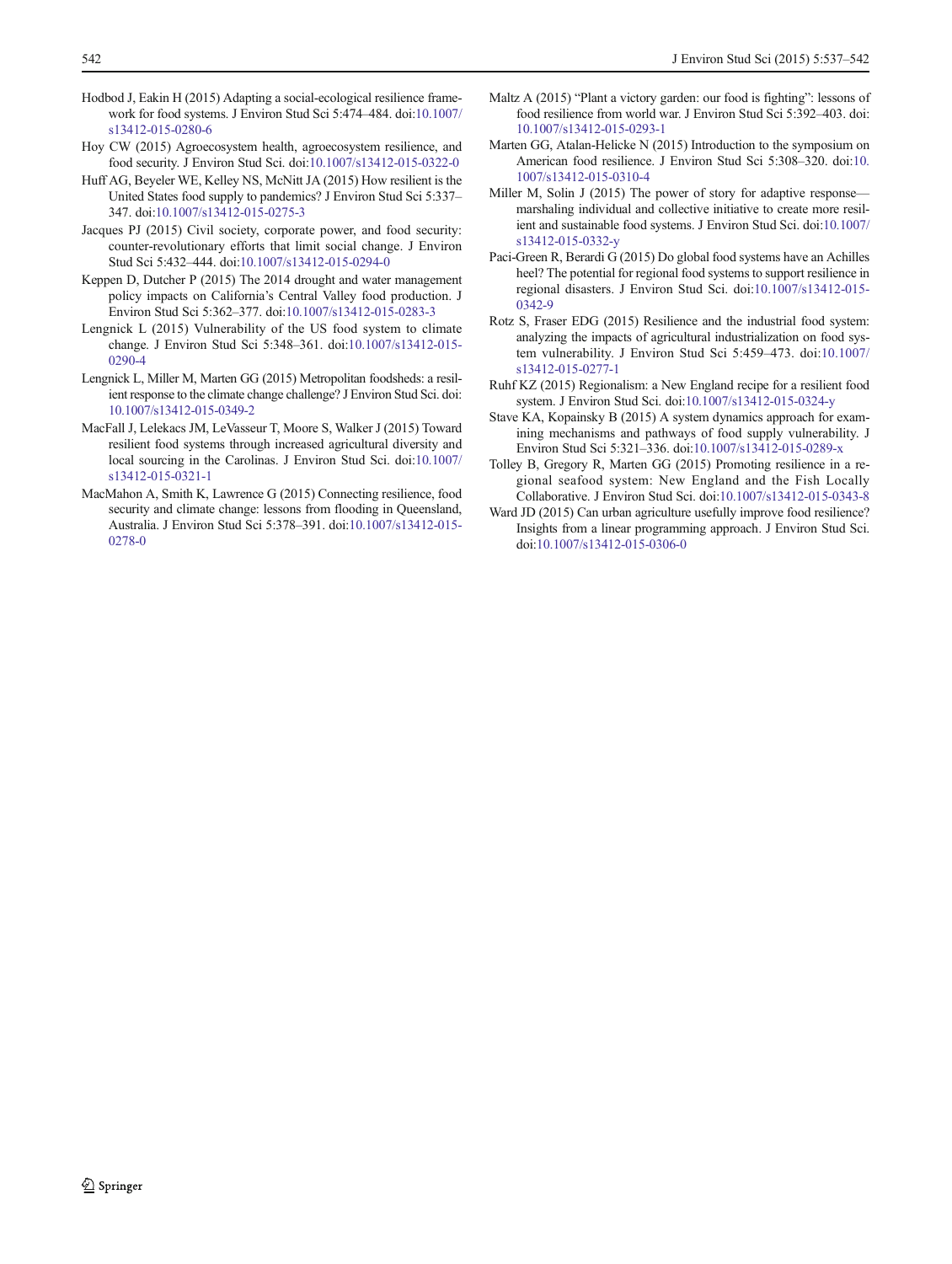Hodbod J, Eakin H (2015) Adapting a social-ecological resilience framework for food systems. J Environ Stud Sci 5:474–484. doi:10.1007/s13412-015-0280-6

Hoy CW (2015) Agroecosystem health, agroecosystem resilience, and food security. J Environ Stud Sci. doi:10.1007/s13412-015-0322-0

Huff AG, Beyeler WE, Kelley NS, McNitt JA (2015) How resilient is the United States food supply to pandemics? J Environ Stud Sci 5:337–347. doi:10.1007/s13412-015-0275-3

Jacques PJ (2015) Civil society, corporate power, and food security: counter-revolutionary efforts that limit social change. J Environ Stud Sci 5:432–444. doi:10.1007/s13412-015-0294-0

Keppen D, Dutcher P (2015) The 2014 drought and water management policy impacts on California's Central Valley food production. J Environ Stud Sci 5:362–377. doi:10.1007/s13412-015-0283-3

Lengnick L (2015) Vulnerability of the US food system to climate change. J Environ Stud Sci 5:348–361. doi:10.1007/s13412-015-0290-4

Lengnick L, Miller M, Marten GG (2015) Metropolitan foodsheds: a resilient response to the climate change challenge? J Environ Stud Sci. doi:10.1007/s13412-015-0349-2

MacFall J, Lelekacs JM, LeVasseur T, Moore S, Walker J (2015) Toward resilient food systems through increased agricultural diversity and local sourcing in the Carolinas. J Environ Stud Sci. doi:10.1007/s13412-015-0321-1

MacMahon A, Smith K, Lawrence G (2015) Connecting resilience, food security and climate change: lessons from flooding in Queensland, Australia. J Environ Stud Sci 5:378–391. doi:10.1007/s13412-015-0278-0

Maltz A (2015) "Plant a victory garden: our food is fighting": lessons of food resilience from world war. J Environ Stud Sci 5:392–403. doi:10.1007/s13412-015-0293-1

Marten GG, Atalan-Helicke N (2015) Introduction to the symposium on American food resilience. J Environ Stud Sci 5:308–320. doi:10.1007/s13412-015-0310-4

Miller M, Solin J (2015) The power of story for adaptive response—marshaling individual and collective initiative to create more resilient and sustainable food systems. J Environ Stud Sci. doi:10.1007/s13412-015-0332-y

Paci-Green R, Berardi G (2015) Do global food systems have an Achilles heel? The potential for regional food systems to support resilience in regional disasters. J Environ Stud Sci. doi:10.1007/s13412-015-0342-9

Rotz S, Fraser EDG (2015) Resilience and the industrial food system: analyzing the impacts of agricultural industrialization on food system vulnerability. J Environ Stud Sci 5:459–473. doi:10.1007/s13412-015-0277-1

Ruhf KZ (2015) Regionalism: a New England recipe for a resilient food system. J Environ Stud Sci. doi:10.1007/s13412-015-0324-y

Stave KA, Kopainsky B (2015) A system dynamics approach for examining mechanisms and pathways of food supply vulnerability. J Environ Stud Sci 5:321–336. doi:10.1007/s13412-015-0289-x

Tolley B, Gregory R, Marten GG (2015) Promoting resilience in a regional seafood system: New England and the Fish Locally Collaborative. J Environ Stud Sci. doi:10.1007/s13412-015-0343-8

Ward JD (2015) Can urban agriculture usefully improve food resilience? Insights from a linear programming approach. J Environ Stud Sci. doi:10.1007/s13412-015-0306-0